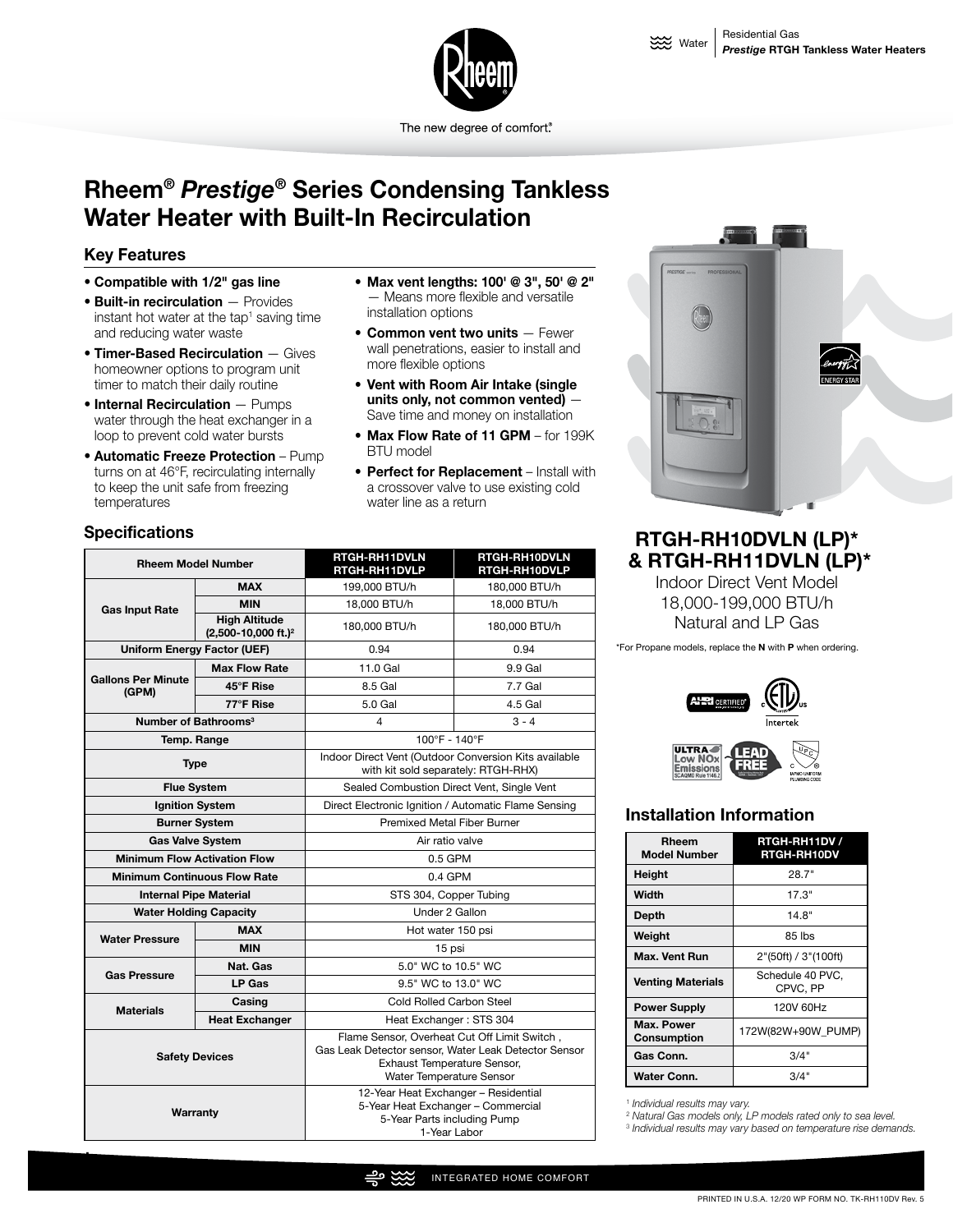Water | Residential Gas
*Prestige* RTGH Tankless Water Heaters

The new degree of comfort.®

# Rheem® *Prestige*® Series Condensing Tankless Water Heater with Built-In Recirculation

## Key Features

- **Compatible with 1/2" gas line**
- **Built-in recirculation** — Provides instant hot water at the tap[1] saving time and reducing water waste
- **Timer-Based Recirculation** — Gives homeowner options to program unit timer to match their daily routine
- **Internal Recirculation** — Pumps water through the heat exchanger in a loop to prevent cold water bursts
- **Automatic Freeze Protection** – Pump turns on at 46°F, recirculating internally to keep the unit safe from freezing temperatures
- **Max vent lengths: 100' @ 3", 50' @ 2"** — Means more flexible and versatile installation options
- **Common vent two units** — Fewer wall penetrations, easier to install and more flexible options
- **Vent with Room Air Intake (single units only, not common vented)** — Save time and money on installation
- **Max Flow Rate of 11 GPM** – for 199K BTU model
- **Perfect for Replacement** – Install with a crossover valve to use existing cold water line as a return

## Specifications

| Rheem Model Number | | RTGH-RH11DVLN RTGH-RH11DVLP | RTGH-RH10DVLN RTGH-RH10DVLP |
|---|---|---|---|
| Gas Input Rate | MAX | 199,000 BTU/h | 180,000 BTU/h |
| | MIN | 18,000 BTU/h | 18,000 BTU/h |
| | High Altitude (2,500-10,000 ft.)[2] | 180,000 BTU/h | 180,000 BTU/h |
| Uniform Energy Factor (UEF) | | 0.94 | 0.94 |
| Gallons Per Minute (GPM) | Max Flow Rate | 11.0 Gal | 9.9 Gal |
| | 45°F Rise | 8.5 Gal | 7.7 Gal |
| | 77°F Rise | 5.0 Gal | 4.5 Gal |
| Number of Bathrooms[3] | | 4 | 3 - 4 |
| Temp. Range | | 100°F - 140°F | |
| Type | | Indoor Direct Vent (Outdoor Conversion Kits available with kit sold separately: RTGH-RHX) | |
| Flue System | | Sealed Combustion Direct Vent, Single Vent | |
| Ignition System | | Direct Electronic Ignition / Automatic Flame Sensing | |
| Burner System | | Premixed Metal Fiber Burner | |
| Gas Valve System | | Air ratio valve | |
| Minimum Flow Activation Flow | | 0.5 GPM | |
| Minimum Continuous Flow Rate | | 0.4 GPM | |
| Internal Pipe Material | | STS 304, Copper Tubing | |
| Water Holding Capacity | | Under 2 Gallon | |
| Water Pressure | MAX | Hot water 150 psi | |
| | MIN | 15 psi | |
| Gas Pressure | Nat. Gas | 5.0" WC to 10.5" WC | |
| | LP Gas | 9.5" WC to 13.0" WC | |
| Materials | Casing | Cold Rolled Carbon Steel | |
| | Heat Exchanger | Heat Exchanger : STS 304 | |
| Safety Devices | | Flame Sensor, Overheat Cut Off Limit Switch , Gas Leak Detector sensor, Water Leak Detector Sensor Exhaust Temperature Sensor, Water Temperature Sensor | |
| Warranty | | 12-Year Heat Exchanger – Residential 5-Year Heat Exchanger – Commercial 5-Year Parts including Pump 1-Year Labor | |

## RTGH-RH10DVLN (LP)* & RTGH-RH11DVLN (LP)*

Indoor Direct Vent Model
18,000-199,000 BTU/h
Natural and LP Gas

*For Propane models, replace the **N** with **P** when ordering.

## Installation Information

| Rheem Model Number | RTGH-RH11DV / RTGH-RH10DV |
|---|---|
| Height | 28.7" |
| Width | 17.3" |
| Depth | 14.8" |
| Weight | 85 lbs |
| Max. Vent Run | 2"(50ft) / 3"(100ft) |
| Venting Materials | Schedule 40 PVC, CPVC, PP |
| Power Supply | 120V 60Hz |
| Max. Power Consumption | 172W(82W+90W_PUMP) |
| Gas Conn. | 3/4" |
| Water Conn. | 3/4" |

[1] *Individual results may vary.*
[2] *Natural Gas models only, LP models rated only to sea level.*
[3] *Individual results may vary based on temperature rise demands.*

INTEGRATED HOME COMFORT

PRINTED IN U.S.A. 12/20 WP FORM NO. TK-RH110DV Rev. 5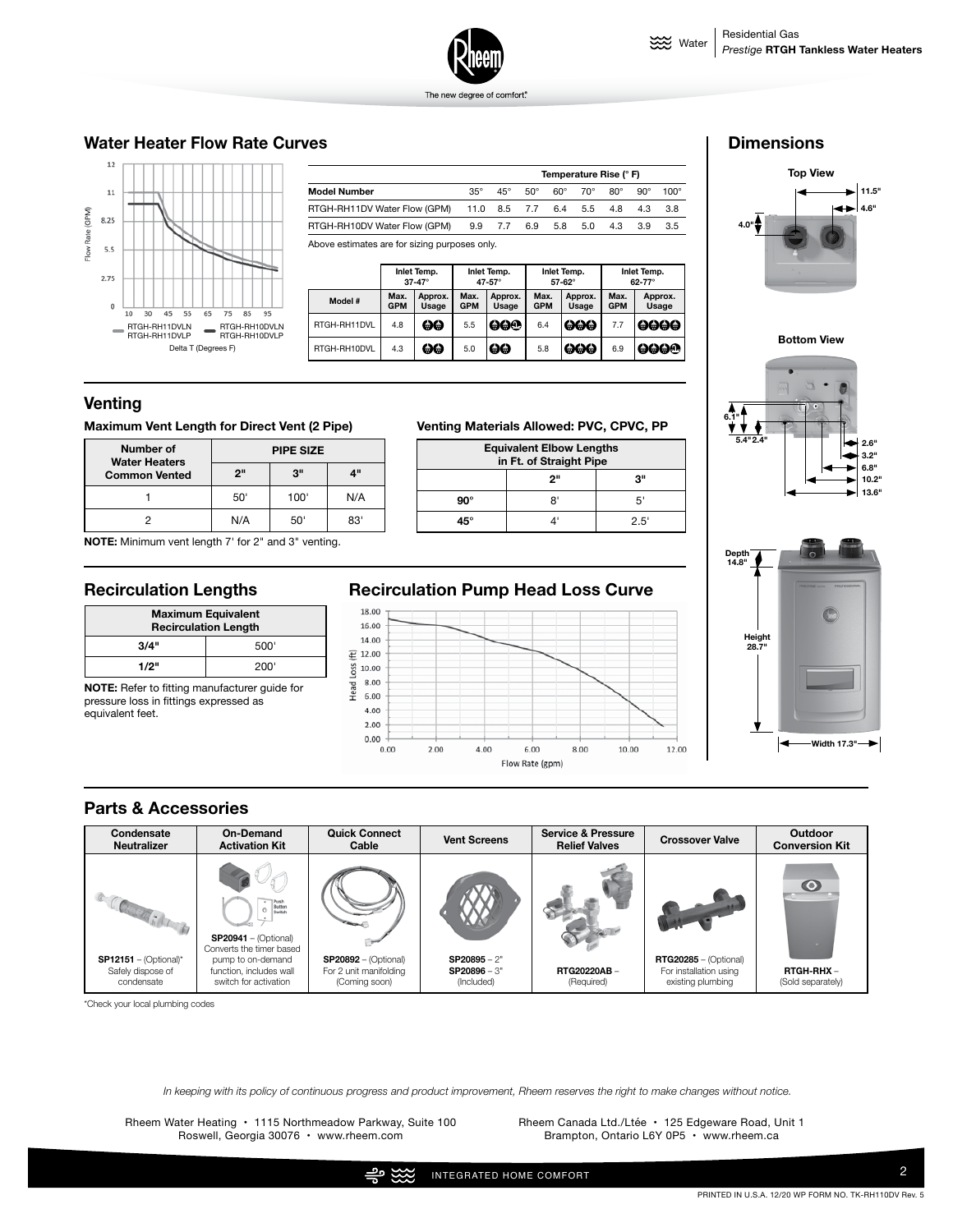## Water Heater Flow Rate Curves

Flow Rate (GPM)

12
11
8.25
5.5
2.75
0

10 30 45 55 65 75 85 95

RTGH-RH11DVLN RTGH-RH11DVLP

RTGH-RH10DVLN RTGH-RH10DVLP

Delta T (Degrees F)

| | Temperature Rise (° F) | | | | | | | |
|---|---|---|---|---|---|---|---|---|
| **Model Number** | 35° | 45° | 50° | 60° | 70° | 80° | 90° | 100° |
| RTGH-RH11DV Water Flow (GPM) | 11.0 | 8.5 | 7.7 | 6.4 | 5.5 | 4.8 | 4.3 | 3.8 |
| RTGH-RH10DV Water Flow (GPM) | 9.9 | 7.7 | 6.9 | 5.8 | 5.0 | 4.3 | 3.9 | 3.5 |

Above estimates are for sizing purposes only.

| | Inlet Temp. 37-47° | | Inlet Temp. 47-57° | | Inlet Temp. 57-62° | | Inlet Temp. 62-77° | |
|---|---|---|---|---|---|---|---|---|
| **Model #** | **Max. GPM** | **Approx. Usage** | **Max. GPM** | **Approx. Usage** | **Max. GPM** | **Approx. Usage** | **Max. GPM** | **Approx. Usage** |
| RTGH-RH11DVL | 4.8 | | 5.5 | | 6.4 | | 7.7 | |
| RTGH-RH10DVL | 4.3 | | 5.0 | | 5.8 | | 6.9 | |

## Dimensions

Top View

11.5"
4.6"
4.0"

Bottom View

6.1"
5.4" 2.4"
2.6"
3.2"
6.8"
10.2"
13.6"

Depth 14.8"
Height 28.7"
Width 17.3"

## Venting

**Maximum Vent Length for Direct Vent (2 Pipe)**

| Number of Water Heaters Common Vented | PIPE SIZE | | |
|---|---|---|---|
| | **2"** | **3"** | **4"** |
| 1 | 50' | 100' | N/A |
| 2 | N/A | 50' | 83' |

**NOTE:** Minimum vent length 7' for 2" and 3" venting.

**Venting Materials Allowed: PVC, CPVC, PP**

| Equivalent Elbow Lengths in Ft. of Straight Pipe | | |
|---|---|---|
| | **2"** | **3"** |
| **90°** | 8' | 5' |
| **45°** | 4' | 2.5' |

## Recirculation Lengths

| Maximum Equivalent Recirculation Length | |
|---|---|
| **3/4"** | 500' |
| **1/2"** | 200' |

**NOTE:** Refer to fitting manufacturer guide for pressure loss in fittings expressed as equivalent feet.

## Recirculation Pump Head Loss Curve

Head Loss (ft)

18.00
16.00
14.00
12.00
10.00
8.00
6.00
4.00
2.00
0.00

0.00 2.00 4.00 6.00 8.00 10.00 12.00

Flow Rate (gpm)

## Parts & Accessories

| Condensate Neutralizer | On-Demand Activation Kit | Quick Connect Cable | Vent Screens | Service & Pressure Relief Valves | Crossover Valve | Outdoor Conversion Kit |
|---|---|---|---|---|---|---|
| **SP12151** – (Optional)* Safely dispose of condensate | **SP20941** – (Optional) Converts the timer based pump to on-demand function, includes wall switch for activation | **SP20892** – (Optional) For 2 unit manifolding (Coming soon) | **SP20895** – 2" **SP20896** – 3" (Included) | **RTG20220AB** – (Required) | **RTG20285** – (Optional) For installation using existing plumbing | **RTGH-RHX** – (Sold separately) |

*Check your local plumbing codes

*In keeping with its policy of continuous progress and product improvement, Rheem reserves the right to make changes without notice.*

Rheem Water Heating • 1115 Northmeadow Parkway, Suite 100
Roswell, Georgia 30076 • www.rheem.com

Rheem Canada Ltd./Ltée • 125 Edgeware Road, Unit 1
Brampton, Ontario L6Y 0P5 • www.rheem.ca

PRINTED IN U.S.A. 12/20 WP FORM NO. TK-RH110DV Rev. 5